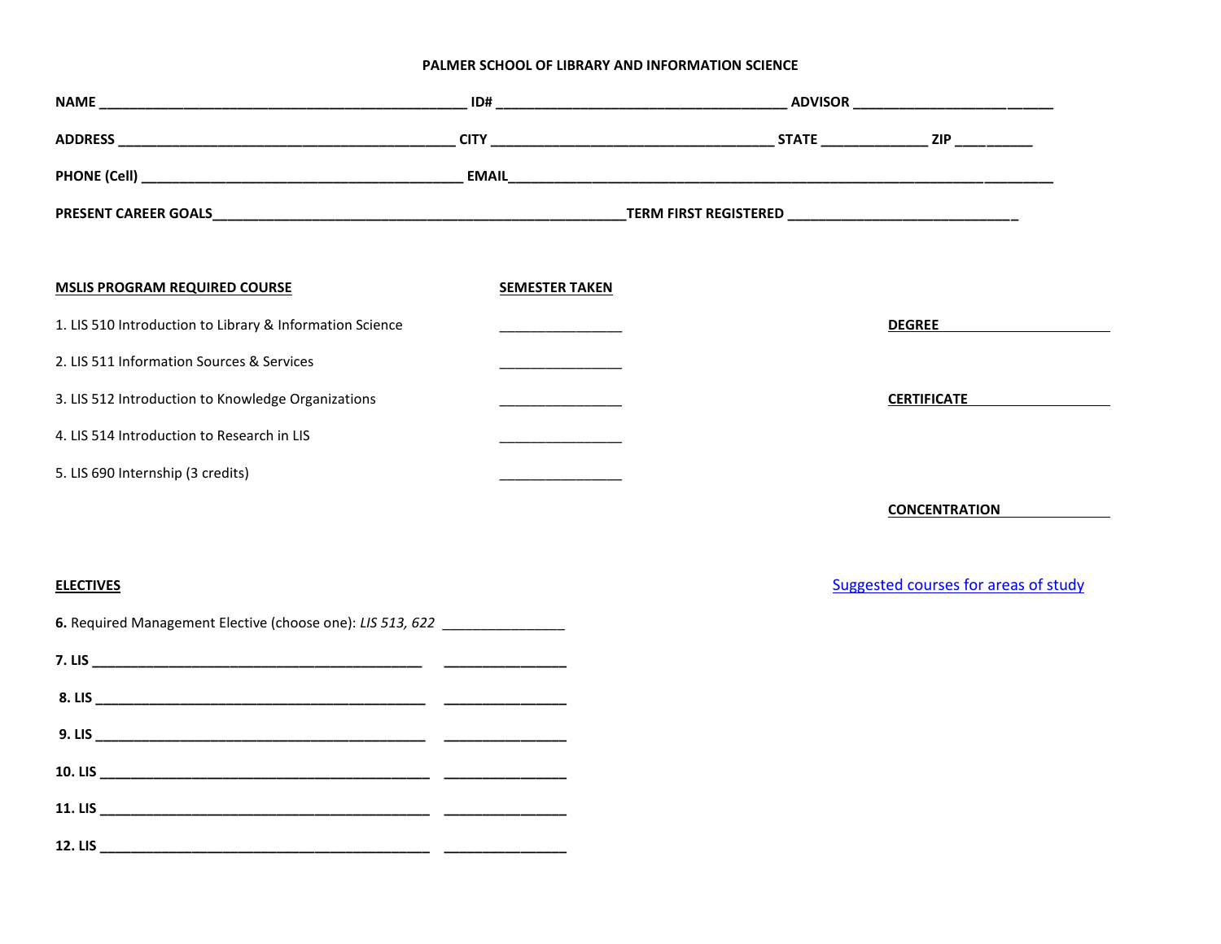PALMER SCHOOL OF LIBRARY AND INFORMATION SCIENCE

**NAME** ______________________________ **ID#** ______________________________ **ADVISOR** ______________________

**ADDRESS** ______________________________ **CITY** ______________________________ **STATE** __________ **ZIP** ________

**PHONE (Cell)** ______________________________ **EMAIL** ______________________________

**PRESENT CAREER GOALS** ______________________________ **TERM FIRST REGISTERED** ______________________

| MSLIS PROGRAM REQUIRED COURSE | SEMESTER TAKEN |
|---|---|
| 1. LIS 510 Introduction to Library & Information Science | ____________ |
| 2. LIS 511 Information Sources & Services | ____________ |
| 3. LIS 512 Introduction to Knowledge Organizations | ____________ |
| 4. LIS 514 Introduction to Research in LIS | ____________ |
| 5. LIS 690 Internship (3 credits) | ____________ |

**DEGREE** ____________

**CERTIFICATE** ____________

**CONCENTRATION** ____________

**ELECTIVES**

Suggested courses for areas of study

**6.** Required Management Elective (choose one): *LIS 513, 622* ____________

**7. LIS** ______________________________ ____________

**8. LIS** ______________________________ ____________

**9. LIS** ______________________________ ____________

**10. LIS** ______________________________ ____________

**11. LIS** ______________________________ ____________

**12. LIS** ______________________________ ____________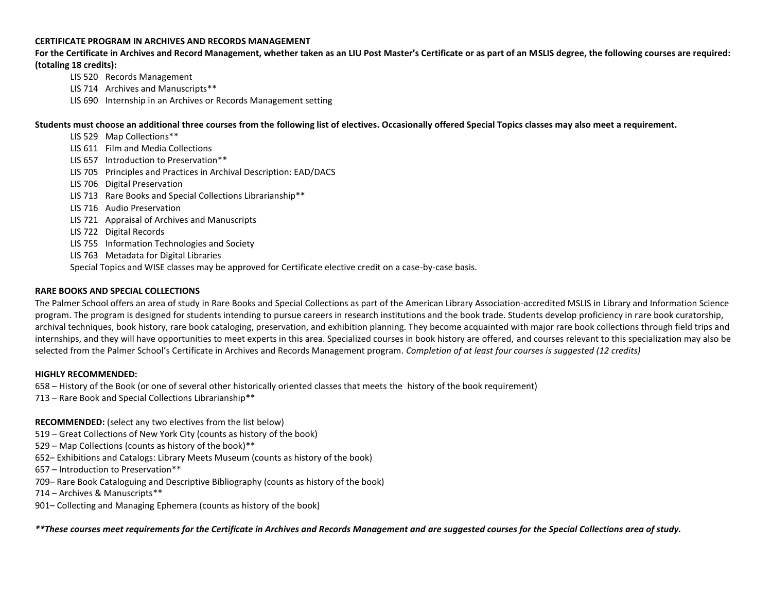**CERTIFICATE PROGRAM IN ARCHIVES AND RECORDS MANAGEMENT**

**For the Certificate in Archives and Record Management, whether taken as an LIU Post Master's Certificate or as part of an MSLIS degree, the following courses are required: (totaling 18 credits):**

- LIS 520 Records Management
- LIS 714 Archives and Manuscripts**
- LIS 690 Internship in an Archives or Records Management setting

**Students must choose an additional three courses from the following list of electives. Occasionally offered Special Topics classes may also meet a requirement.**

- LIS 529 Map Collections**
- LIS 611 Film and Media Collections
- LIS 657 Introduction to Preservation**
- LIS 705 Principles and Practices in Archival Description: EAD/DACS
- LIS 706 Digital Preservation
- LIS 713 Rare Books and Special Collections Librarianship**
- LIS 716 Audio Preservation
- LIS 721 Appraisal of Archives and Manuscripts
- LIS 722 Digital Records
- LIS 755 Information Technologies and Society
- LIS 763 Metadata for Digital Libraries

Special Topics and WISE classes may be approved for Certificate elective credit on a case-by-case basis.

**RARE BOOKS AND SPECIAL COLLECTIONS**

The Palmer School offers an area of study in Rare Books and Special Collections as part of the American Library Association-accredited MSLIS in Library and Information Science program. The program is designed for students intending to pursue careers in research institutions and the book trade. Students develop proficiency in rare book curatorship, archival techniques, book history, rare book cataloging, preservation, and exhibition planning. They become acquainted with major rare book collections through field trips and internships, and they will have opportunities to meet experts in this area. Specialized courses in book history are offered, and courses relevant to this specialization may also be selected from the Palmer School's Certificate in Archives and Records Management program. *Completion of at least four courses is suggested (12 credits)*

**HIGHLY RECOMMENDED:**

658 – History of the Book (or one of several other historically oriented classes that meets the history of the book requirement)
713 – Rare Book and Special Collections Librarianship**

**RECOMMENDED:** (select any two electives from the list below)

519 – Great Collections of New York City (counts as history of the book)
529 – Map Collections (counts as history of the book)**
652– Exhibitions and Catalogs: Library Meets Museum (counts as history of the book)
657 – Introduction to Preservation**
709– Rare Book Cataloguing and Descriptive Bibliography (counts as history of the book)
714 – Archives & Manuscripts**
901– Collecting and Managing Ephemera (counts as history of the book)

***These courses meet requirements for the Certificate in Archives and Records Management and are suggested courses for the Special Collections area of study.***